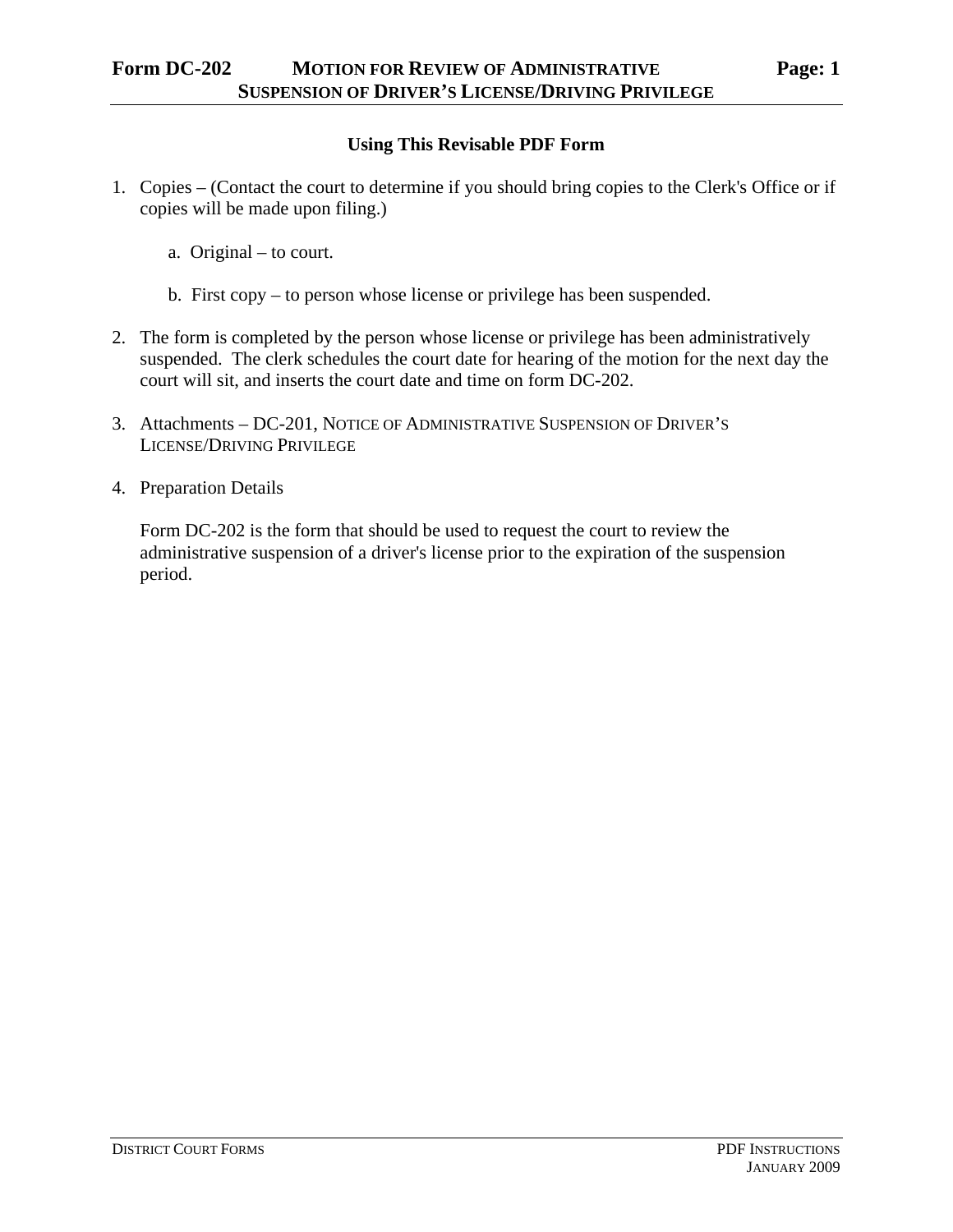## Using This Revisable PDF Form

1. Copies – (Contact the court to determine if you should bring copies to the Clerk's Office or if copies will be made upon filing.)

   a. Original – to court.

   b. First copy – to person whose license or privilege has been suspended.

2. The form is completed by the person whose license or privilege has been administratively suspended. The clerk schedules the court date for hearing of the motion for the next day the court will sit, and inserts the court date and time on form DC-202.

3. Attachments – DC-201, NOTICE OF ADMINISTRATIVE SUSPENSION OF DRIVER'S LICENSE/DRIVING PRIVILEGE

4. Preparation Details

   Form DC-202 is the form that should be used to request the court to review the administrative suspension of a driver's license prior to the expiration of the suspension period.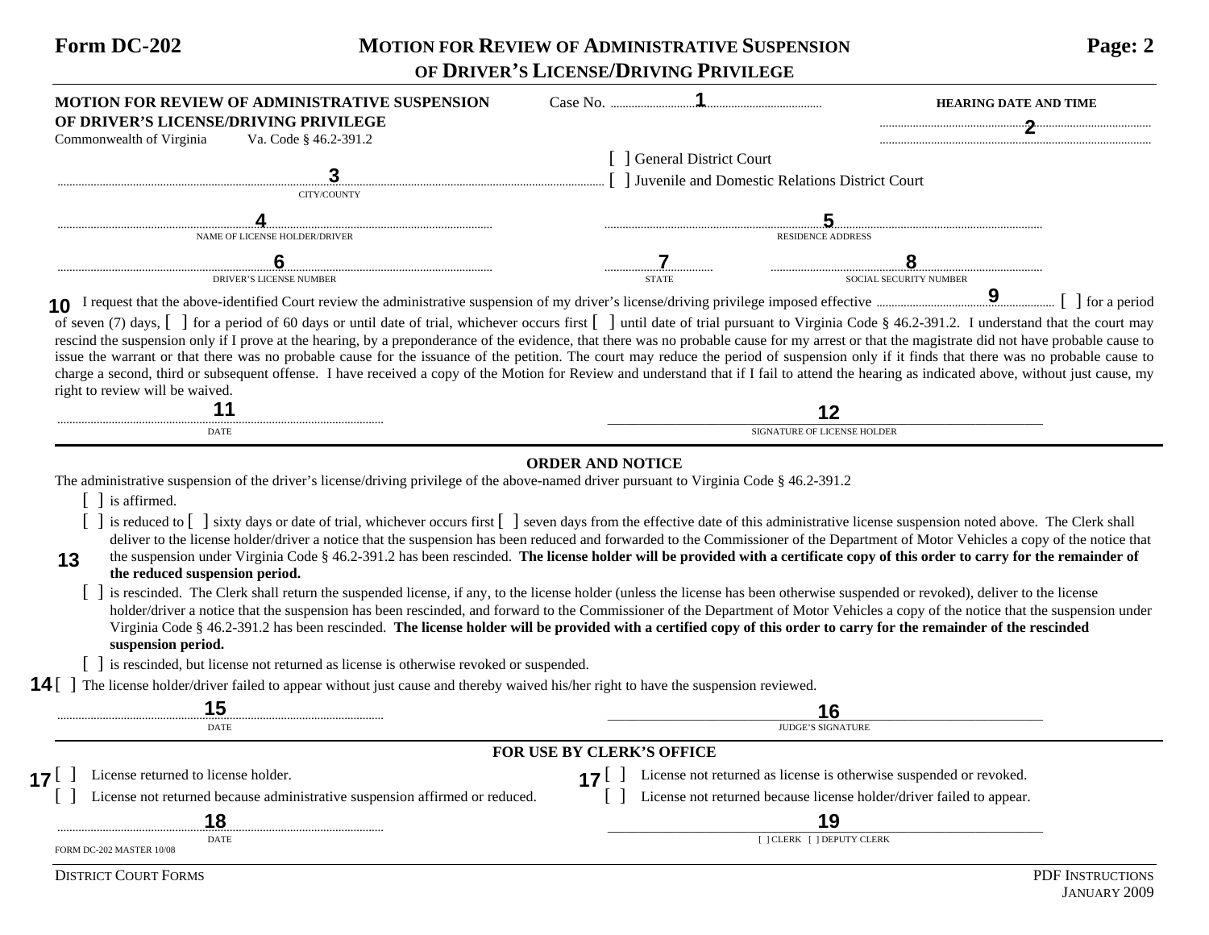**Form DC-202** **MOTION FOR REVIEW OF ADMINISTRATIVE SUSPENSION OF DRIVER'S LICENSE/DRIVING PRIVILEGE** **Page: 2**

**MOTION FOR REVIEW OF ADMINISTRATIVE SUSPENSION OF DRIVER'S LICENSE/DRIVING PRIVILEGE**
Commonwealth of Virginia Va. Code § 46.2-391.2

Case No. ..................**1**..................

**HEARING DATE AND TIME**
..................**2**..................

[ ] General District Court
[ ] Juvenile and Domestic Relations District Court

..................**3**..................
CITY/COUNTY

..................**4**..................
NAME OF LICENSE HOLDER/DRIVER

..................**5**..................
RESIDENCE ADDRESS

..................**6**..................
DRIVER'S LICENSE NUMBER

..........**7**..........
STATE

..................**8**..................
SOCIAL SECURITY NUMBER

**10** I request that the above-identified Court review the administrative suspension of my driver's license/driving privilege imposed effective ..........**9**.......... [ ] for a period of seven (7) days, [ ] for a period of 60 days or until date of trial, whichever occurs first [ ] until date of trial pursuant to Virginia Code § 46.2-391.2. I understand that the court may rescind the suspension only if I prove at the hearing, by a preponderance of the evidence, that there was no probable cause for my arrest or that the magistrate did not have probable cause to issue the warrant or that there was no probable cause for the issuance of the petition. The court may reduce the period of suspension only if it finds that there was no probable cause to charge a second, third or subsequent offense. I have received a copy of the Motion for Review and understand that if I fail to attend the hearing as indicated above, without just cause, my right to review will be waived.

..................**11**..................
DATE

__________________**12**__________________
SIGNATURE OF LICENSE HOLDER

**ORDER AND NOTICE**

The administrative suspension of the driver's license/driving privilege of the above-named driver pursuant to Virginia Code § 46.2-391.2

**13**

[ ] is affirmed.

[ ] is reduced to [ ] sixty days or date of trial, whichever occurs first [ ] seven days from the effective date of this administrative license suspension noted above. The Clerk shall deliver to the license holder/driver a notice that the suspension has been reduced and forwarded to the Commissioner of the Department of Motor Vehicles a copy of the notice that the suspension under Virginia Code § 46.2-391.2 has been rescinded. **The license holder will be provided with a certificate copy of this order to carry for the remainder of the reduced suspension period.**

[ ] is rescinded. The Clerk shall return the suspended license, if any, to the license holder (unless the license has been otherwise suspended or revoked), deliver to the license holder/driver a notice that the suspension has been rescinded, and forward to the Commissioner of the Department of Motor Vehicles a copy of the notice that the suspension under Virginia Code § 46.2-391.2 has been rescinded. **The license holder will be provided with a certified copy of this order to carry for the remainder of the rescinded suspension period.**

[ ] is rescinded, but license not returned as license is otherwise revoked or suspended.

**14** [ ] The license holder/driver failed to appear without just cause and thereby waived his/her right to have the suspension reviewed.

..................**15**..................
DATE

__________________**16**__________________
JUDGE'S SIGNATURE

**FOR USE BY CLERK'S OFFICE**

**17** [ ] License returned to license holder.
[ ] License not returned because administrative suspension affirmed or reduced.

**17** [ ] License not returned as license is otherwise suspended or revoked.
[ ] License not returned because license holder/driver failed to appear.

..................**18**..................
DATE

__________________**19**__________________
[ ] CLERK [ ] DEPUTY CLERK

FORM DC-202 MASTER 10/08

DISTRICT COURT FORMS PDF INSTRUCTIONS JANUARY 2009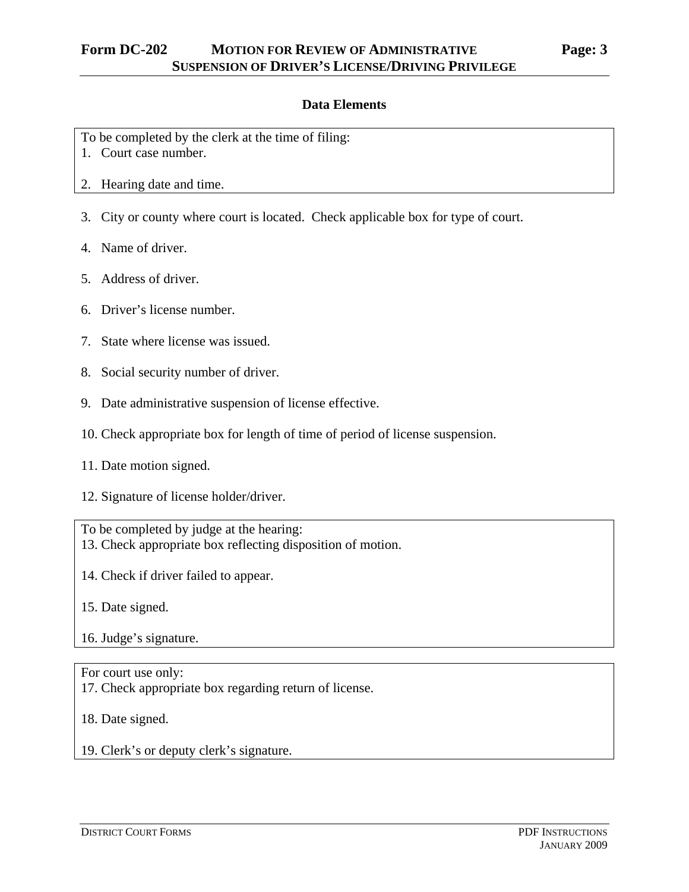## Data Elements

To be completed by the clerk at the time of filing:

1. Court case number.

2. Hearing date and time.

3. City or county where court is located. Check applicable box for type of court.

4. Name of driver.

5. Address of driver.

6. Driver's license number.

7. State where license was issued.

8. Social security number of driver.

9. Date administrative suspension of license effective.

10. Check appropriate box for length of time of period of license suspension.

11. Date motion signed.

12. Signature of license holder/driver.

To be completed by judge at the hearing:

13. Check appropriate box reflecting disposition of motion.

14. Check if driver failed to appear.

15. Date signed.

16. Judge's signature.

For court use only:

17. Check appropriate box regarding return of license.

18. Date signed.

19. Clerk's or deputy clerk's signature.